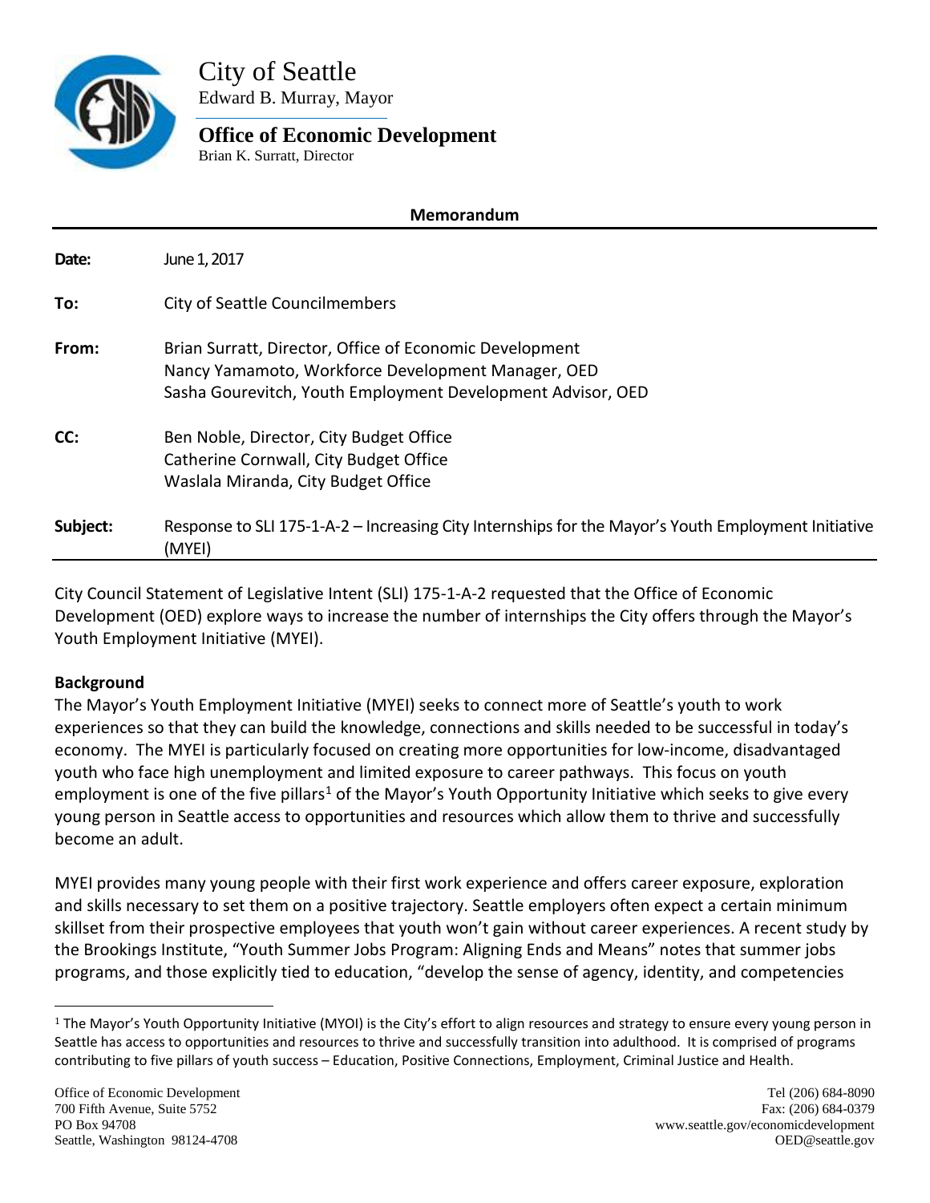# City of Seattle

Edward B. Murray, Mayor

## Office of Economic Development

Brian K. Surratt, Director

**Memorandum**

| | |
|---|---|
| **Date:** | June 1, 2017 |
| **To:** | City of Seattle Councilmembers |
| **From:** | Brian Surratt, Director, Office of Economic Development<br>Nancy Yamamoto, Workforce Development Manager, OED<br>Sasha Gourevitch, Youth Employment Development Advisor, OED |
| **CC:** | Ben Noble, Director, City Budget Office<br>Catherine Cornwall, City Budget Office<br>Waslala Miranda, City Budget Office |
| **Subject:** | Response to SLI 175-1-A-2 – Increasing City Internships for the Mayor's Youth Employment Initiative (MYEI) |

City Council Statement of Legislative Intent (SLI) 175-1-A-2 requested that the Office of Economic Development (OED) explore ways to increase the number of internships the City offers through the Mayor's Youth Employment Initiative (MYEI).

**Background**

The Mayor's Youth Employment Initiative (MYEI) seeks to connect more of Seattle's youth to work experiences so that they can build the knowledge, connections and skills needed to be successful in today's economy. The MYEI is particularly focused on creating more opportunities for low-income, disadvantaged youth who face high unemployment and limited exposure to career pathways. This focus on youth employment is one of the five pillars[1] of the Mayor's Youth Opportunity Initiative which seeks to give every young person in Seattle access to opportunities and resources which allow them to thrive and successfully become an adult.

MYEI provides many young people with their first work experience and offers career exposure, exploration and skills necessary to set them on a positive trajectory. Seattle employers often expect a certain minimum skillset from their prospective employees that youth won't gain without career experiences. A recent study by the Brookings Institute, "Youth Summer Jobs Program: Aligning Ends and Means" notes that summer jobs programs, and those explicitly tied to education, "develop the sense of agency, identity, and competencies

[1] The Mayor's Youth Opportunity Initiative (MYOI) is the City's effort to align resources and strategy to ensure every young person in Seattle has access to opportunities and resources to thrive and successfully transition into adulthood. It is comprised of programs contributing to five pillars of youth success – Education, Positive Connections, Employment, Criminal Justice and Health.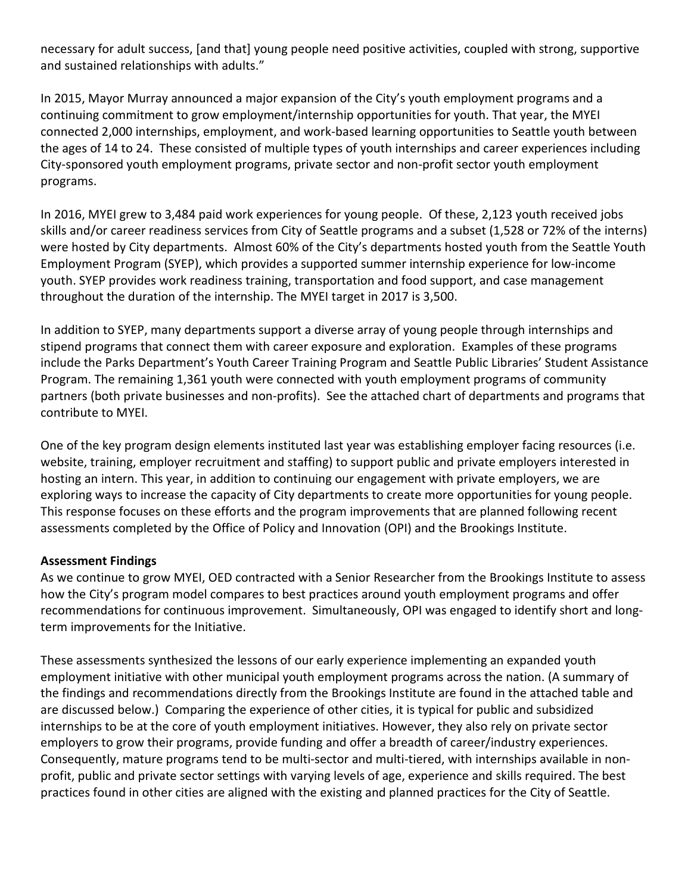necessary for adult success, [and that] young people need positive activities, coupled with strong, supportive and sustained relationships with adults."

In 2015, Mayor Murray announced a major expansion of the City's youth employment programs and a continuing commitment to grow employment/internship opportunities for youth. That year, the MYEI connected 2,000 internships, employment, and work-based learning opportunities to Seattle youth between the ages of 14 to 24. These consisted of multiple types of youth internships and career experiences including City-sponsored youth employment programs, private sector and non-profit sector youth employment programs.

In 2016, MYEI grew to 3,484 paid work experiences for young people. Of these, 2,123 youth received jobs skills and/or career readiness services from City of Seattle programs and a subset (1,528 or 72% of the interns) were hosted by City departments. Almost 60% of the City's departments hosted youth from the Seattle Youth Employment Program (SYEP), which provides a supported summer internship experience for low-income youth. SYEP provides work readiness training, transportation and food support, and case management throughout the duration of the internship. The MYEI target in 2017 is 3,500.

In addition to SYEP, many departments support a diverse array of young people through internships and stipend programs that connect them with career exposure and exploration. Examples of these programs include the Parks Department's Youth Career Training Program and Seattle Public Libraries' Student Assistance Program. The remaining 1,361 youth were connected with youth employment programs of community partners (both private businesses and non-profits). See the attached chart of departments and programs that contribute to MYEI.

One of the key program design elements instituted last year was establishing employer facing resources (i.e. website, training, employer recruitment and staffing) to support public and private employers interested in hosting an intern. This year, in addition to continuing our engagement with private employers, we are exploring ways to increase the capacity of City departments to create more opportunities for young people. This response focuses on these efforts and the program improvements that are planned following recent assessments completed by the Office of Policy and Innovation (OPI) and the Brookings Institute.

**Assessment Findings**

As we continue to grow MYEI, OED contracted with a Senior Researcher from the Brookings Institute to assess how the City's program model compares to best practices around youth employment programs and offer recommendations for continuous improvement. Simultaneously, OPI was engaged to identify short and long-term improvements for the Initiative.

These assessments synthesized the lessons of our early experience implementing an expanded youth employment initiative with other municipal youth employment programs across the nation. (A summary of the findings and recommendations directly from the Brookings Institute are found in the attached table and are discussed below.) Comparing the experience of other cities, it is typical for public and subsidized internships to be at the core of youth employment initiatives. However, they also rely on private sector employers to grow their programs, provide funding and offer a breadth of career/industry experiences. Consequently, mature programs tend to be multi-sector and multi-tiered, with internships available in non-profit, public and private sector settings with varying levels of age, experience and skills required. The best practices found in other cities are aligned with the existing and planned practices for the City of Seattle.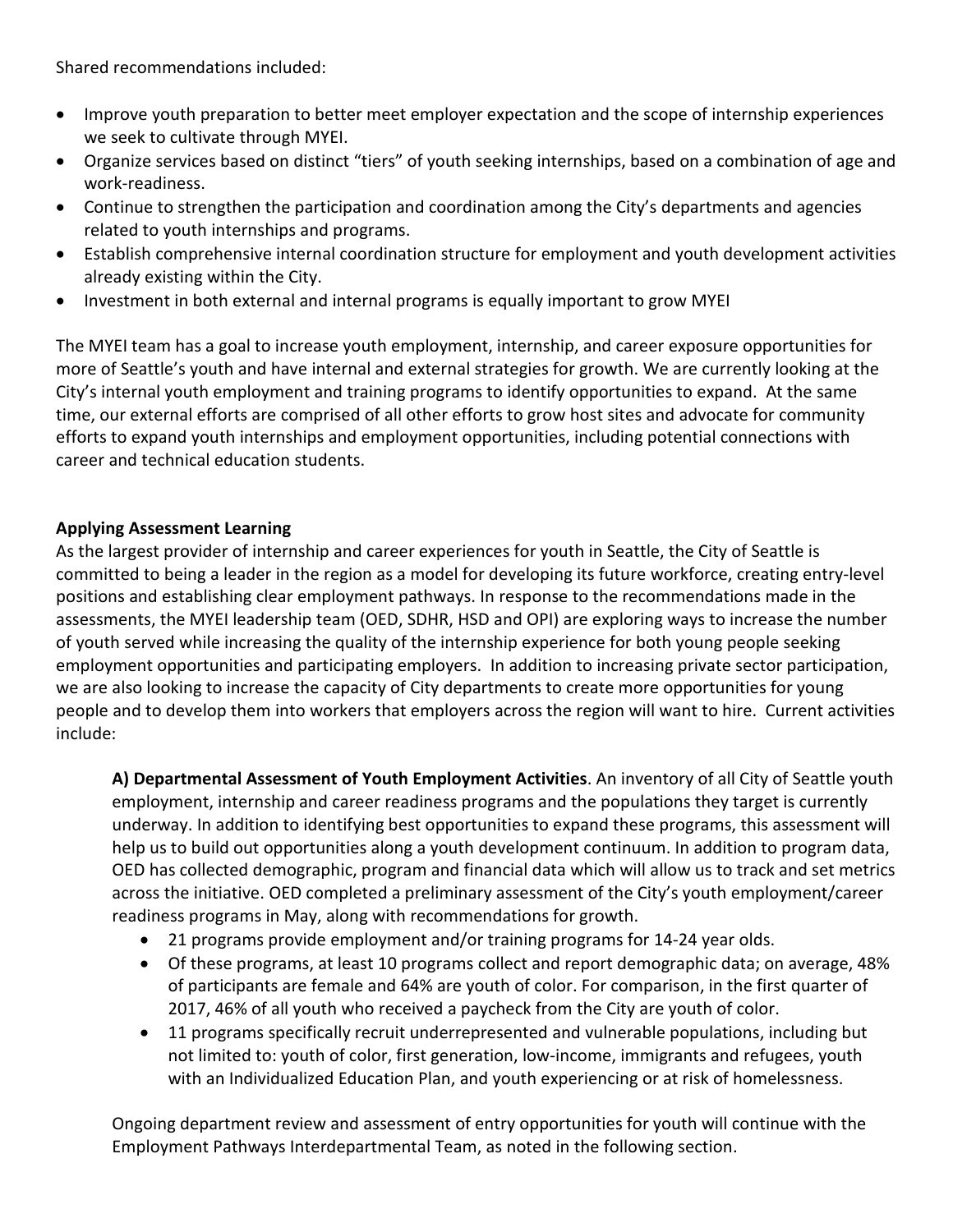Shared recommendations included:

- Improve youth preparation to better meet employer expectation and the scope of internship experiences we seek to cultivate through MYEI.
- Organize services based on distinct "tiers" of youth seeking internships, based on a combination of age and work-readiness.
- Continue to strengthen the participation and coordination among the City's departments and agencies related to youth internships and programs.
- Establish comprehensive internal coordination structure for employment and youth development activities already existing within the City.
- Investment in both external and internal programs is equally important to grow MYEI

The MYEI team has a goal to increase youth employment, internship, and career exposure opportunities for more of Seattle's youth and have internal and external strategies for growth. We are currently looking at the City's internal youth employment and training programs to identify opportunities to expand. At the same time, our external efforts are comprised of all other efforts to grow host sites and advocate for community efforts to expand youth internships and employment opportunities, including potential connections with career and technical education students.

**Applying Assessment Learning**

As the largest provider of internship and career experiences for youth in Seattle, the City of Seattle is committed to being a leader in the region as a model for developing its future workforce, creating entry-level positions and establishing clear employment pathways. In response to the recommendations made in the assessments, the MYEI leadership team (OED, SDHR, HSD and OPI) are exploring ways to increase the number of youth served while increasing the quality of the internship experience for both young people seeking employment opportunities and participating employers. In addition to increasing private sector participation, we are also looking to increase the capacity of City departments to create more opportunities for young people and to develop them into workers that employers across the region will want to hire. Current activities include:

**A) Departmental Assessment of Youth Employment Activities**. An inventory of all City of Seattle youth employment, internship and career readiness programs and the populations they target is currently underway. In addition to identifying best opportunities to expand these programs, this assessment will help us to build out opportunities along a youth development continuum. In addition to program data, OED has collected demographic, program and financial data which will allow us to track and set metrics across the initiative. OED completed a preliminary assessment of the City's youth employment/career readiness programs in May, along with recommendations for growth.

- 21 programs provide employment and/or training programs for 14-24 year olds.
- Of these programs, at least 10 programs collect and report demographic data; on average, 48% of participants are female and 64% are youth of color. For comparison, in the first quarter of 2017, 46% of all youth who received a paycheck from the City are youth of color.
- 11 programs specifically recruit underrepresented and vulnerable populations, including but not limited to: youth of color, first generation, low-income, immigrants and refugees, youth with an Individualized Education Plan, and youth experiencing or at risk of homelessness.

Ongoing department review and assessment of entry opportunities for youth will continue with the Employment Pathways Interdepartmental Team, as noted in the following section.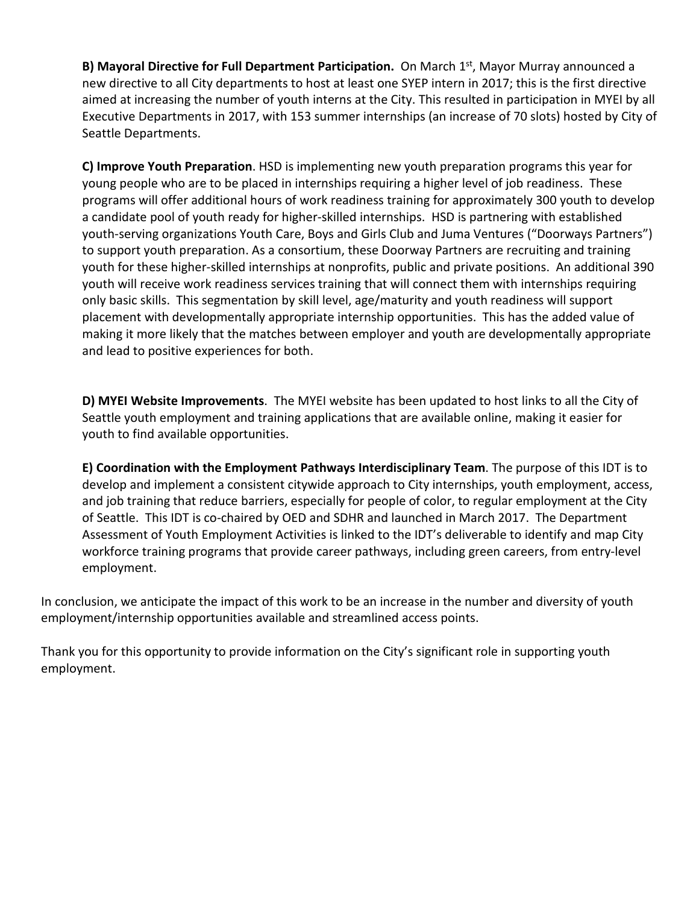**B) Mayoral Directive for Full Department Participation.** On March 1st, Mayor Murray announced a new directive to all City departments to host at least one SYEP intern in 2017; this is the first directive aimed at increasing the number of youth interns at the City. This resulted in participation in MYEI by all Executive Departments in 2017, with 153 summer internships (an increase of 70 slots) hosted by City of Seattle Departments.

**C) Improve Youth Preparation**. HSD is implementing new youth preparation programs this year for young people who are to be placed in internships requiring a higher level of job readiness. These programs will offer additional hours of work readiness training for approximately 300 youth to develop a candidate pool of youth ready for higher-skilled internships. HSD is partnering with established youth-serving organizations Youth Care, Boys and Girls Club and Juma Ventures ("Doorways Partners") to support youth preparation. As a consortium, these Doorway Partners are recruiting and training youth for these higher-skilled internships at nonprofits, public and private positions. An additional 390 youth will receive work readiness services training that will connect them with internships requiring only basic skills. This segmentation by skill level, age/maturity and youth readiness will support placement with developmentally appropriate internship opportunities. This has the added value of making it more likely that the matches between employer and youth are developmentally appropriate and lead to positive experiences for both.

**D) MYEI Website Improvements**. The MYEI website has been updated to host links to all the City of Seattle youth employment and training applications that are available online, making it easier for youth to find available opportunities.

**E) Coordination with the Employment Pathways Interdisciplinary Team**. The purpose of this IDT is to develop and implement a consistent citywide approach to City internships, youth employment, access, and job training that reduce barriers, especially for people of color, to regular employment at the City of Seattle. This IDT is co-chaired by OED and SDHR and launched in March 2017. The Department Assessment of Youth Employment Activities is linked to the IDT's deliverable to identify and map City workforce training programs that provide career pathways, including green careers, from entry-level employment.

In conclusion, we anticipate the impact of this work to be an increase in the number and diversity of youth employment/internship opportunities available and streamlined access points.

Thank you for this opportunity to provide information on the City's significant role in supporting youth employment.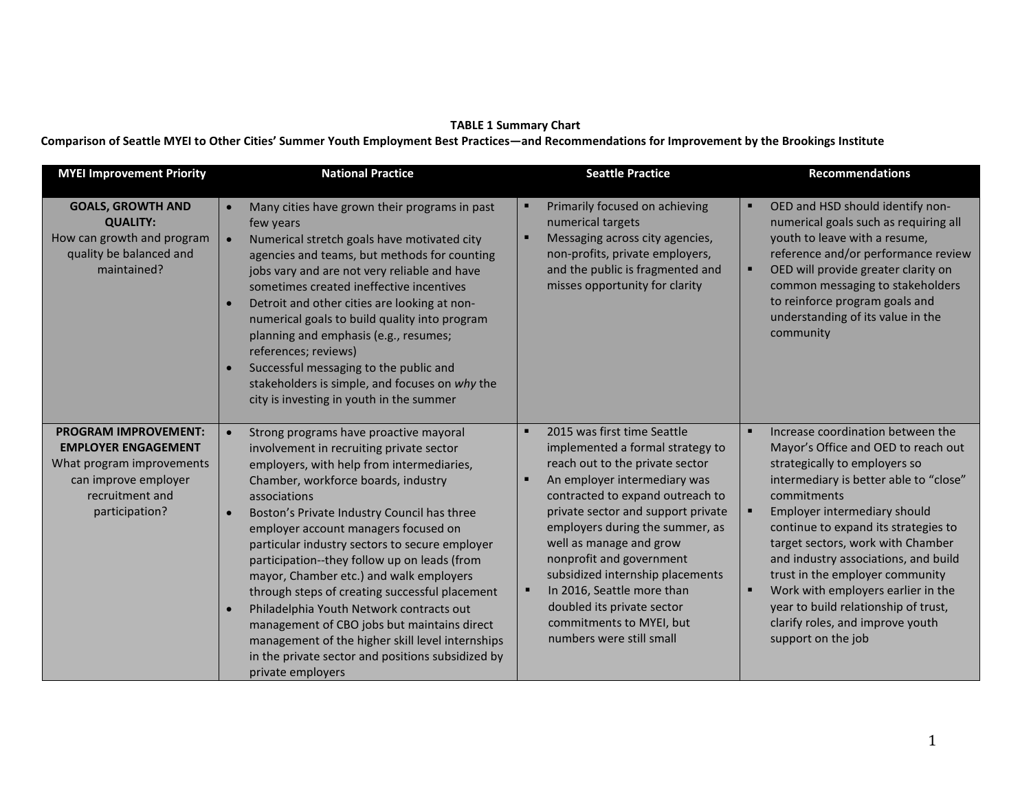**TABLE 1 Summary Chart**

**Comparison of Seattle MYEI to Other Cities' Summer Youth Employment Best Practices—and Recommendations for Improvement by the Brookings Institute**

| MYEI Improvement Priority | National Practice | Seattle Practice | Recommendations |
|---|---|---|---|
| **GOALS, GROWTH AND QUALITY:** How can growth and program quality be balanced and maintained? | • Many cities have grown their programs in past few years<br>• Numerical stretch goals have motivated city agencies and teams, but methods for counting jobs vary and are not very reliable and have sometimes created ineffective incentives<br>• Detroit and other cities are looking at non-numerical goals to build quality into program planning and emphasis (e.g., resumes; references; reviews)<br>• Successful messaging to the public and stakeholders is simple, and focuses on *why* the city is investing in youth in the summer | ▪ Primarily focused on achieving numerical targets<br>▪ Messaging across city agencies, non-profits, private employers, and the public is fragmented and misses opportunity for clarity | ▪ OED and HSD should identify non-numerical goals such as requiring all youth to leave with a resume, reference and/or performance review<br>▪ OED will provide greater clarity on common messaging to stakeholders to reinforce program goals and understanding of its value in the community |
| **PROGRAM IMPROVEMENT: EMPLOYER ENGAGEMENT** What program improvements can improve employer recruitment and participation? | • Strong programs have proactive mayoral involvement in recruiting private sector employers, with help from intermediaries, Chamber, workforce boards, industry associations<br>• Boston's Private Industry Council has three employer account managers focused on particular industry sectors to secure employer participation--they follow up on leads (from mayor, Chamber etc.) and walk employers through steps of creating successful placement<br>• Philadelphia Youth Network contracts out management of CBO jobs but maintains direct management of the higher skill level internships in the private sector and positions subsidized by private employers | ▪ 2015 was first time Seattle implemented a formal strategy to reach out to the private sector<br>▪ An employer intermediary was contracted to expand outreach to private sector and support private employers during the summer, as well as manage and grow nonprofit and government subsidized internship placements<br>▪ In 2016, Seattle more than doubled its private sector commitments to MYEI, but numbers were still small | ▪ Increase coordination between the Mayor's Office and OED to reach out strategically to employers so intermediary is better able to "close" commitments<br>▪ Employer intermediary should continue to expand its strategies to target sectors, work with Chamber and industry associations, and build trust in the employer community<br>▪ Work with employers earlier in the year to build relationship of trust, clarify roles, and improve youth support on the job |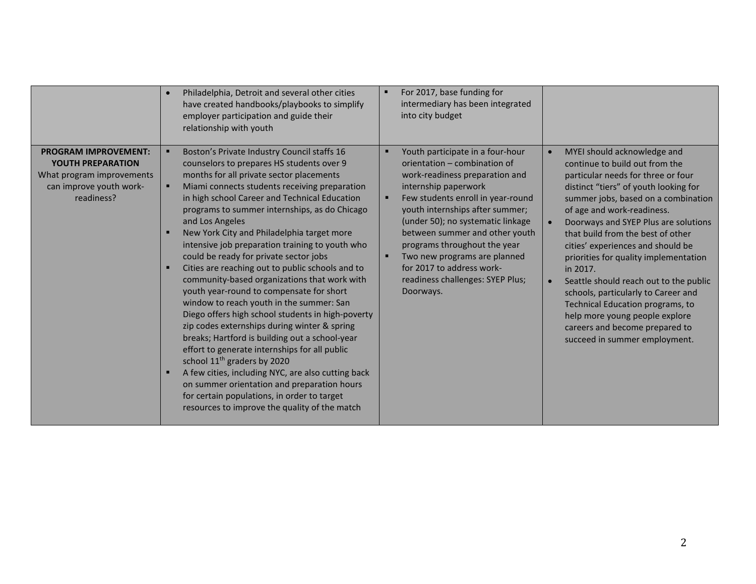| | | | |
|---|---|---|---|
| | • Philadelphia, Detroit and several other cities have created handbooks/playbooks to simplify employer participation and guide their relationship with youth | ▪ For 2017, base funding for intermediary has been integrated into city budget | |
| **PROGRAM IMPROVEMENT: YOUTH PREPARATION** What program improvements can improve youth work-readiness? | ▪ Boston's Private Industry Council staffs 16 counselors to prepares HS students over 9 months for all private sector placements<br>▪ Miami connects students receiving preparation in high school Career and Technical Education programs to summer internships, as do Chicago and Los Angeles<br>▪ New York City and Philadelphia target more intensive job preparation training to youth who could be ready for private sector jobs<br>▪ Cities are reaching out to public schools and to community-based organizations that work with youth year-round to compensate for short window to reach youth in the summer: San Diego offers high school students in high-poverty zip codes externships during winter & spring breaks; Hartford is building out a school-year effort to generate internships for all public school 11th graders by 2020<br>▪ A few cities, including NYC, are also cutting back on summer orientation and preparation hours for certain populations, in order to target resources to improve the quality of the match | ▪ Youth participate in a four-hour orientation – combination of work-readiness preparation and internship paperwork<br>▪ Few students enroll in year-round youth internships after summer; (under 50); no systematic linkage between summer and other youth programs throughout the year<br>▪ Two new programs are planned for 2017 to address work-readiness challenges: SYEP Plus; Doorways. | • MYEI should acknowledge and continue to build out from the particular needs for three or four distinct "tiers" of youth looking for summer jobs, based on a combination of age and work-readiness.<br>• Doorways and SYEP Plus are solutions that build from the best of other cities' experiences and should be priorities for quality implementation in 2017.<br>• Seattle should reach out to the public schools, particularly to Career and Technical Education programs, to help more young people explore careers and become prepared to succeed in summer employment. |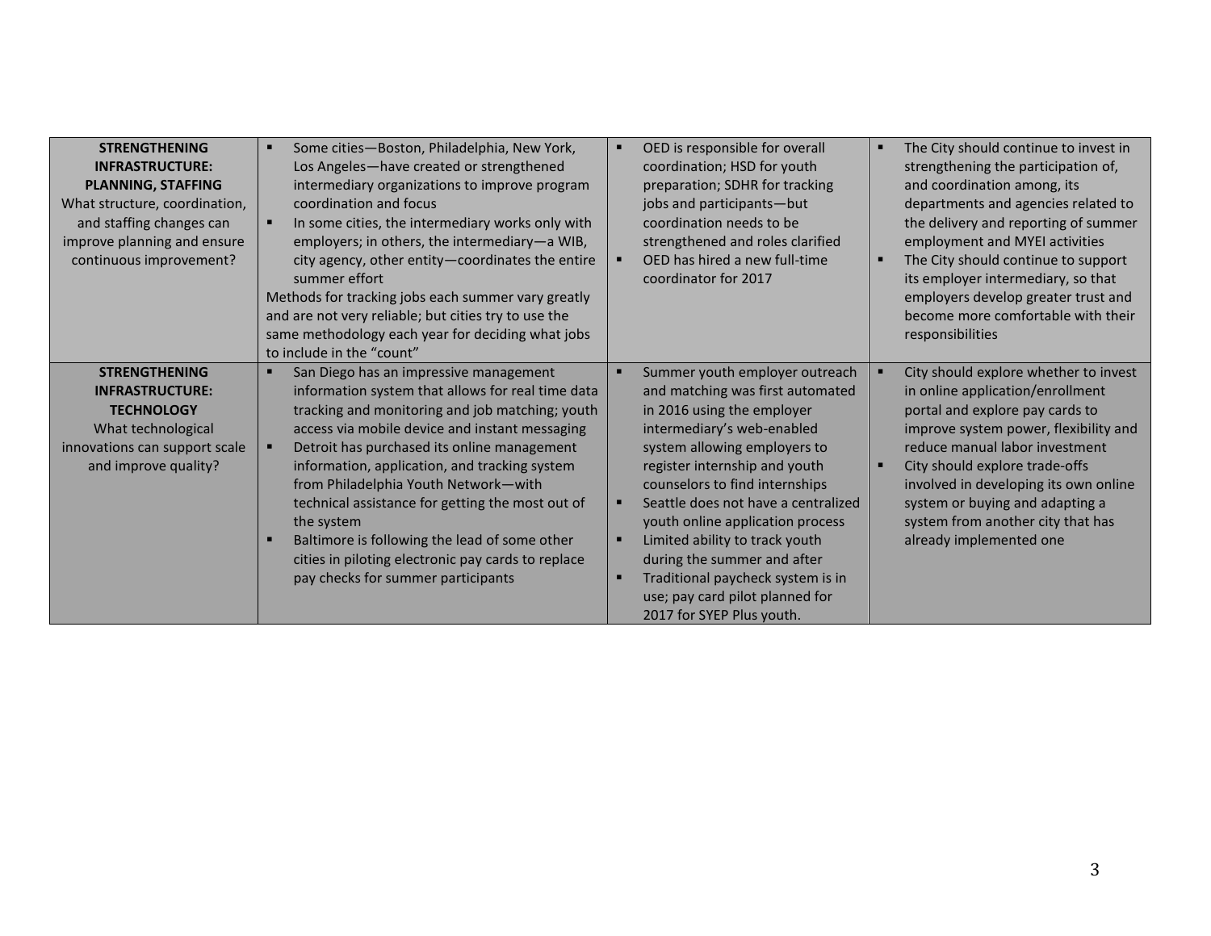| | | | |
|---|---|---|---|
| **STRENGTHENING INFRASTRUCTURE: PLANNING, STAFFING** What structure, coordination, and staffing changes can improve planning and ensure continuous improvement? | ▪ Some cities—Boston, Philadelphia, New York, Los Angeles—have created or strengthened intermediary organizations to improve program coordination and focus<br>▪ In some cities, the intermediary works only with employers; in others, the intermediary—a WIB, city agency, other entity—coordinates the entire summer effort<br>Methods for tracking jobs each summer vary greatly and are not very reliable; but cities try to use the same methodology each year for deciding what jobs to include in the "count" | ▪ OED is responsible for overall coordination; HSD for youth preparation; SDHR for tracking jobs and participants—but coordination needs to be strengthened and roles clarified<br>▪ OED has hired a new full-time coordinator for 2017 | ▪ The City should continue to invest in strengthening the participation of, and coordination among, its departments and agencies related to the delivery and reporting of summer employment and MYEI activities<br>▪ The City should continue to support its employer intermediary, so that employers develop greater trust and become more comfortable with their responsibilities |
| **STRENGTHENING INFRASTRUCTURE: TECHNOLOGY** What technological innovations can support scale and improve quality? | ▪ San Diego has an impressive management information system that allows for real time data tracking and monitoring and job matching; youth access via mobile device and instant messaging<br>▪ Detroit has purchased its online management information, application, and tracking system from Philadelphia Youth Network—with technical assistance for getting the most out of the system<br>▪ Baltimore is following the lead of some other cities in piloting electronic pay cards to replace pay checks for summer participants | ▪ Summer youth employer outreach and matching was first automated in 2016 using the employer intermediary's web-enabled system allowing employers to register internship and youth counselors to find internships<br>▪ Seattle does not have a centralized youth online application process<br>▪ Limited ability to track youth during the summer and after<br>▪ Traditional paycheck system is in use; pay card pilot planned for 2017 for SYEP Plus youth. | ▪ City should explore whether to invest in online application/enrollment portal and explore pay cards to improve system power, flexibility and reduce manual labor investment<br>▪ City should explore trade-offs involved in developing its own online system or buying and adapting a system from another city that has already implemented one |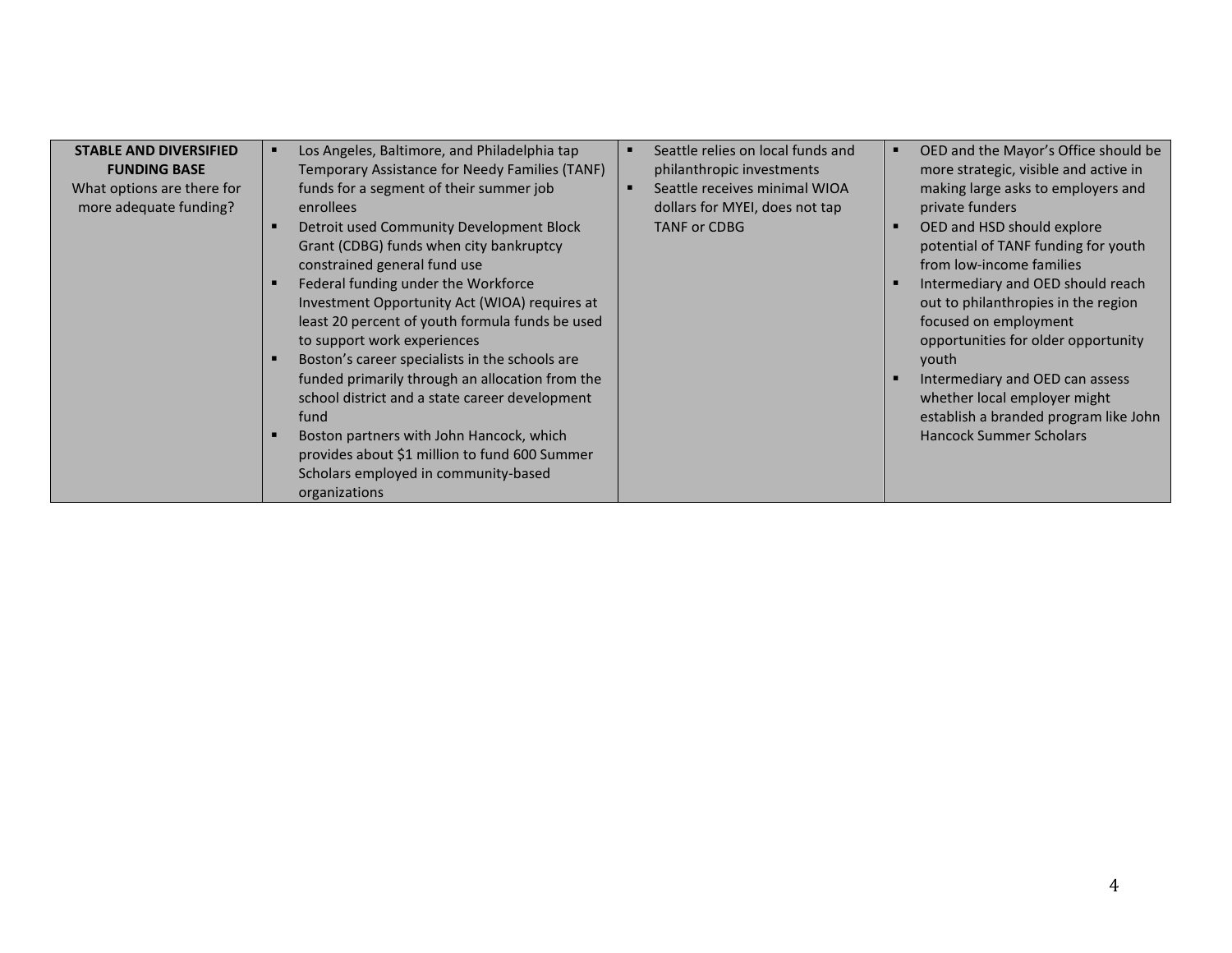| | | | |
|---|---|---|---|
| **STABLE AND DIVERSIFIED FUNDING BASE**<br>What options are there for more adequate funding? | ▪ Los Angeles, Baltimore, and Philadelphia tap Temporary Assistance for Needy Families (TANF) funds for a segment of their summer job enrollees<br>▪ Detroit used Community Development Block Grant (CDBG) funds when city bankruptcy constrained general fund use<br>▪ Federal funding under the Workforce Investment Opportunity Act (WIOA) requires at least 20 percent of youth formula funds be used to support work experiences<br>▪ Boston's career specialists in the schools are funded primarily through an allocation from the school district and a state career development fund<br>▪ Boston partners with John Hancock, which provides about $1 million to fund 600 Summer Scholars employed in community-based organizations | ▪ Seattle relies on local funds and philanthropic investments<br>▪ Seattle receives minimal WIOA dollars for MYEI, does not tap TANF or CDBG | ▪ OED and the Mayor's Office should be more strategic, visible and active in making large asks to employers and private funders<br>▪ OED and HSD should explore potential of TANF funding for youth from low-income families<br>▪ Intermediary and OED should reach out to philanthropies in the region focused on employment opportunities for older opportunity youth<br>▪ Intermediary and OED can assess whether local employer might establish a branded program like John Hancock Summer Scholars |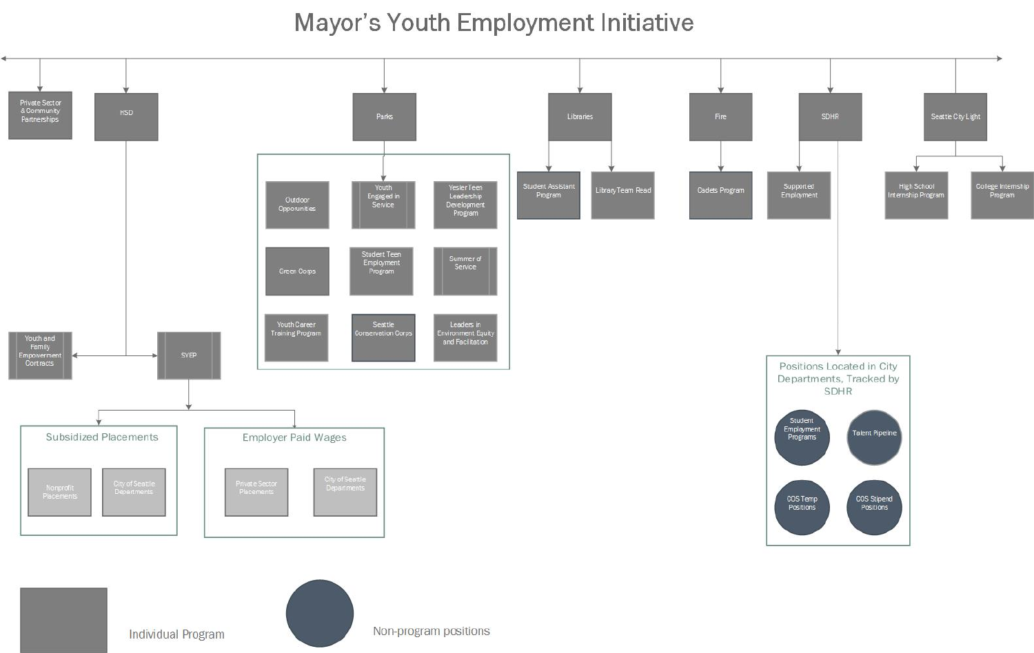# Mayor's Youth Employment Initiative

Private Sector & Community Partnerships

HSD

Youth and Family Empowerment Contracts

SYEP

Subsidized Placements

Nonprofit Placements

City of Seattle Departments

Employer Paid Wages

Private Sector Placements

City of Seattle Departments

Parks

Outdoor Opportunities

Youth Engaged in Service

Yesler Teen Leadership Development Program

Green Corps

Student Teen Employment Program

Summer of Service

Youth Career Training Program

Seattle Conservation Corps

Leaders in Environment Equity and Facilitation

Libraries

Student Assistant Program

Library Team Read

Fire

Cadets Program

SDHR

Supported Employment

Positions Located in City Departments, Tracked by SDHR

Student Employment Programs

Talent Pipeline

COS Temp Positions

COS Stipend Positions

Seattle City Light

High School Internship Program

College Internship Program

Individual Program

Non-program positions